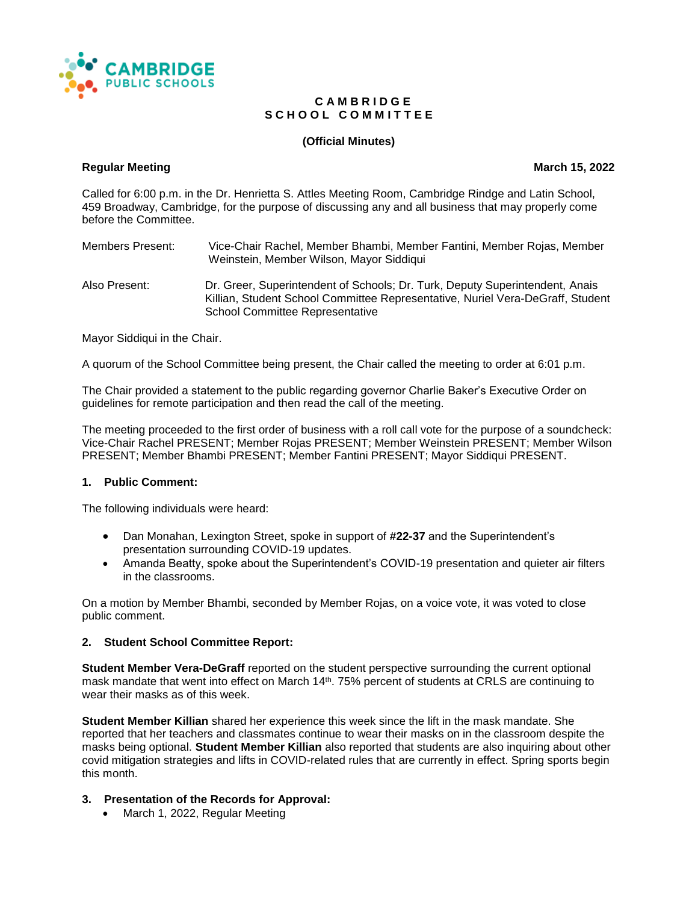# CAMBRIDGE SCHOOL COMMITTEE

**(Official Minutes)**

**Regular Meeting** **March 15, 2022**

Called for 6:00 p.m. in the Dr. Henrietta S. Attles Meeting Room, Cambridge Rindge and Latin School, 459 Broadway, Cambridge, for the purpose of discussing any and all business that may properly come before the Committee.

Members Present: Vice-Chair Rachel, Member Bhambi, Member Fantini, Member Rojas, Member Weinstein, Member Wilson, Mayor Siddiqui

Also Present: Dr. Greer, Superintendent of Schools; Dr. Turk, Deputy Superintendent, Anais Killian, Student School Committee Representative, Nuriel Vera-DeGraff, Student School Committee Representative

Mayor Siddiqui in the Chair.

A quorum of the School Committee being present, the Chair called the meeting to order at 6:01 p.m.

The Chair provided a statement to the public regarding governor Charlie Baker's Executive Order on guidelines for remote participation and then read the call of the meeting.

The meeting proceeded to the first order of business with a roll call vote for the purpose of a soundcheck: Vice-Chair Rachel PRESENT; Member Rojas PRESENT; Member Weinstein PRESENT; Member Wilson PRESENT; Member Bhambi PRESENT; Member Fantini PRESENT; Mayor Siddiqui PRESENT.

### 1. Public Comment:

The following individuals were heard:

- Dan Monahan, Lexington Street, spoke in support of **#22-37** and the Superintendent's presentation surrounding COVID-19 updates.
- Amanda Beatty, spoke about the Superintendent's COVID-19 presentation and quieter air filters in the classrooms.

On a motion by Member Bhambi, seconded by Member Rojas, on a voice vote, it was voted to close public comment.

### 2. Student School Committee Report:

**Student Member Vera-DeGraff** reported on the student perspective surrounding the current optional mask mandate that went into effect on March 14th. 75% percent of students at CRLS are continuing to wear their masks as of this week.

**Student Member Killian** shared her experience this week since the lift in the mask mandate. She reported that her teachers and classmates continue to wear their masks on in the classroom despite the masks being optional. **Student Member Killian** also reported that students are also inquiring about other covid mitigation strategies and lifts in COVID-related rules that are currently in effect. Spring sports begin this month.

### 3. Presentation of the Records for Approval:

- March 1, 2022, Regular Meeting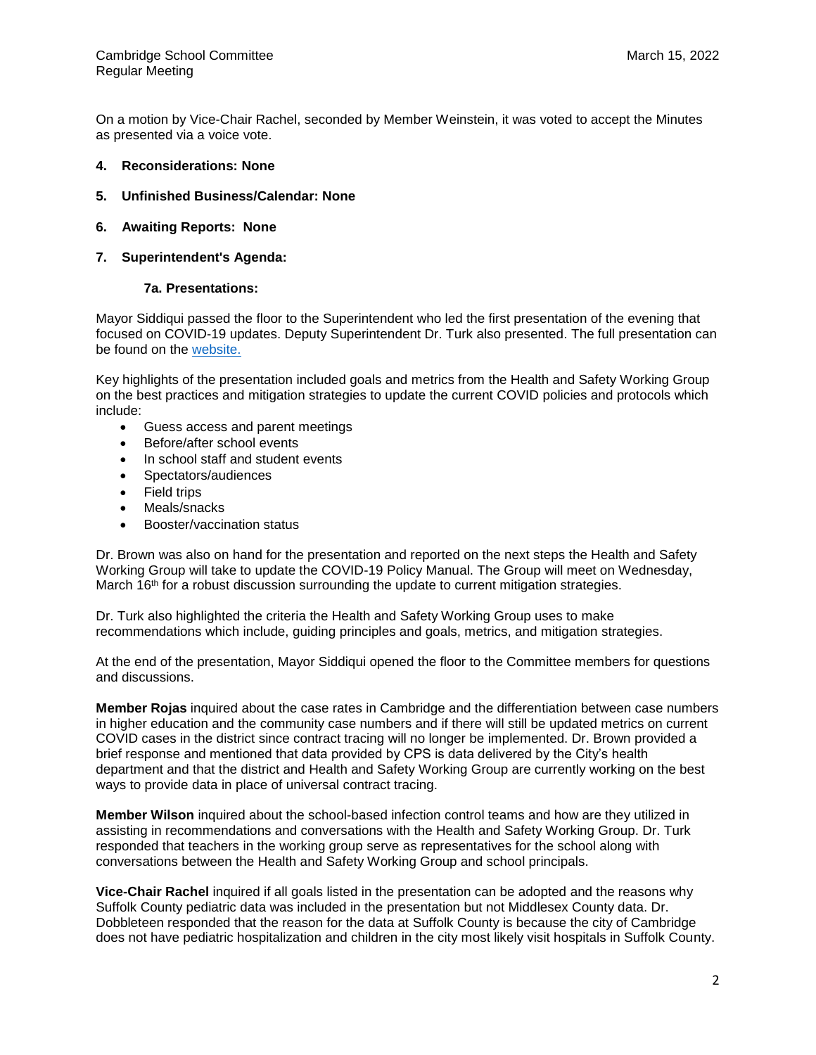On a motion by Vice-Chair Rachel, seconded by Member Weinstein, it was voted to accept the Minutes as presented via a voice vote.

**4. Reconsiderations: None**

**5. Unfinished Business/Calendar: None**

**6. Awaiting Reports: None**

**7. Superintendent's Agenda:**

**7a. Presentations:**

Mayor Siddiqui passed the floor to the Superintendent who led the first presentation of the evening that focused on COVID-19 updates. Deputy Superintendent Dr. Turk also presented. The full presentation can be found on the website.

Key highlights of the presentation included goals and metrics from the Health and Safety Working Group on the best practices and mitigation strategies to update the current COVID policies and protocols which include:

- Guess access and parent meetings
- Before/after school events
- In school staff and student events
- Spectators/audiences
- Field trips
- Meals/snacks
- Booster/vaccination status

Dr. Brown was also on hand for the presentation and reported on the next steps the Health and Safety Working Group will take to update the COVID-19 Policy Manual. The Group will meet on Wednesday, March 16th for a robust discussion surrounding the update to current mitigation strategies.

Dr. Turk also highlighted the criteria the Health and Safety Working Group uses to make recommendations which include, guiding principles and goals, metrics, and mitigation strategies.

At the end of the presentation, Mayor Siddiqui opened the floor to the Committee members for questions and discussions.

**Member Rojas** inquired about the case rates in Cambridge and the differentiation between case numbers in higher education and the community case numbers and if there will still be updated metrics on current COVID cases in the district since contract tracing will no longer be implemented. Dr. Brown provided a brief response and mentioned that data provided by CPS is data delivered by the City's health department and that the district and Health and Safety Working Group are currently working on the best ways to provide data in place of universal contract tracing.

**Member Wilson** inquired about the school-based infection control teams and how are they utilized in assisting in recommendations and conversations with the Health and Safety Working Group. Dr. Turk responded that teachers in the working group serve as representatives for the school along with conversations between the Health and Safety Working Group and school principals.

**Vice-Chair Rachel** inquired if all goals listed in the presentation can be adopted and the reasons why Suffolk County pediatric data was included in the presentation but not Middlesex County data. Dr. Dobbleteen responded that the reason for the data at Suffolk County is because the city of Cambridge does not have pediatric hospitalization and children in the city most likely visit hospitals in Suffolk County.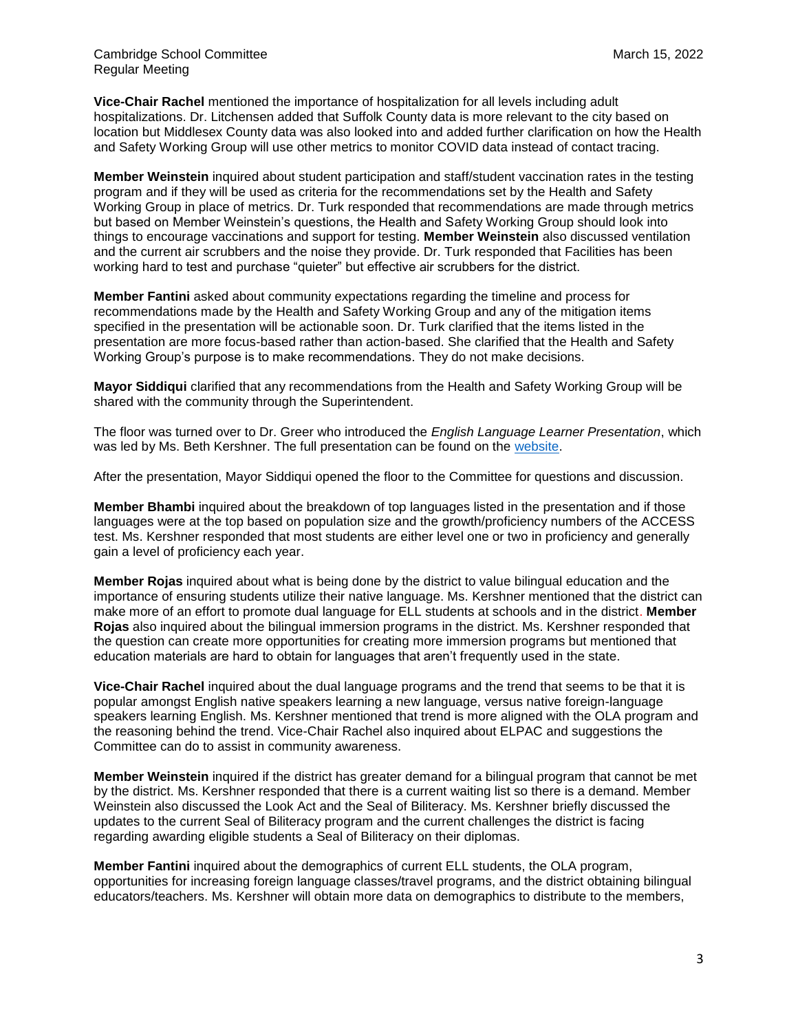**Vice-Chair Rachel** mentioned the importance of hospitalization for all levels including adult hospitalizations. Dr. Litchensen added that Suffolk County data is more relevant to the city based on location but Middlesex County data was also looked into and added further clarification on how the Health and Safety Working Group will use other metrics to monitor COVID data instead of contact tracing.

**Member Weinstein** inquired about student participation and staff/student vaccination rates in the testing program and if they will be used as criteria for the recommendations set by the Health and Safety Working Group in place of metrics. Dr. Turk responded that recommendations are made through metrics but based on Member Weinstein's questions, the Health and Safety Working Group should look into things to encourage vaccinations and support for testing. **Member Weinstein** also discussed ventilation and the current air scrubbers and the noise they provide. Dr. Turk responded that Facilities has been working hard to test and purchase "quieter" but effective air scrubbers for the district.

**Member Fantini** asked about community expectations regarding the timeline and process for recommendations made by the Health and Safety Working Group and any of the mitigation items specified in the presentation will be actionable soon. Dr. Turk clarified that the items listed in the presentation are more focus-based rather than action-based. She clarified that the Health and Safety Working Group's purpose is to make recommendations. They do not make decisions.

**Mayor Siddiqui** clarified that any recommendations from the Health and Safety Working Group will be shared with the community through the Superintendent.

The floor was turned over to Dr. Greer who introduced the *English Language Learner Presentation*, which was led by Ms. Beth Kershner. The full presentation can be found on the [website](website).

After the presentation, Mayor Siddiqui opened the floor to the Committee for questions and discussion.

**Member Bhambi** inquired about the breakdown of top languages listed in the presentation and if those languages were at the top based on population size and the growth/proficiency numbers of the ACCESS test. Ms. Kershner responded that most students are either level one or two in proficiency and generally gain a level of proficiency each year.

**Member Rojas** inquired about what is being done by the district to value bilingual education and the importance of ensuring students utilize their native language. Ms. Kershner mentioned that the district can make more of an effort to promote dual language for ELL students at schools and in the district. **Member Rojas** also inquired about the bilingual immersion programs in the district. Ms. Kershner responded that the question can create more opportunities for creating more immersion programs but mentioned that education materials are hard to obtain for languages that aren't frequently used in the state.

**Vice-Chair Rachel** inquired about the dual language programs and the trend that seems to be that it is popular amongst English native speakers learning a new language, versus native foreign-language speakers learning English. Ms. Kershner mentioned that trend is more aligned with the OLA program and the reasoning behind the trend. Vice-Chair Rachel also inquired about ELPAC and suggestions the Committee can do to assist in community awareness.

**Member Weinstein** inquired if the district has greater demand for a bilingual program that cannot be met by the district. Ms. Kershner responded that there is a current waiting list so there is a demand. Member Weinstein also discussed the Look Act and the Seal of Biliteracy. Ms. Kershner briefly discussed the updates to the current Seal of Biliteracy program and the current challenges the district is facing regarding awarding eligible students a Seal of Biliteracy on their diplomas.

**Member Fantini** inquired about the demographics of current ELL students, the OLA program, opportunities for increasing foreign language classes/travel programs, and the district obtaining bilingual educators/teachers. Ms. Kershner will obtain more data on demographics to distribute to the members,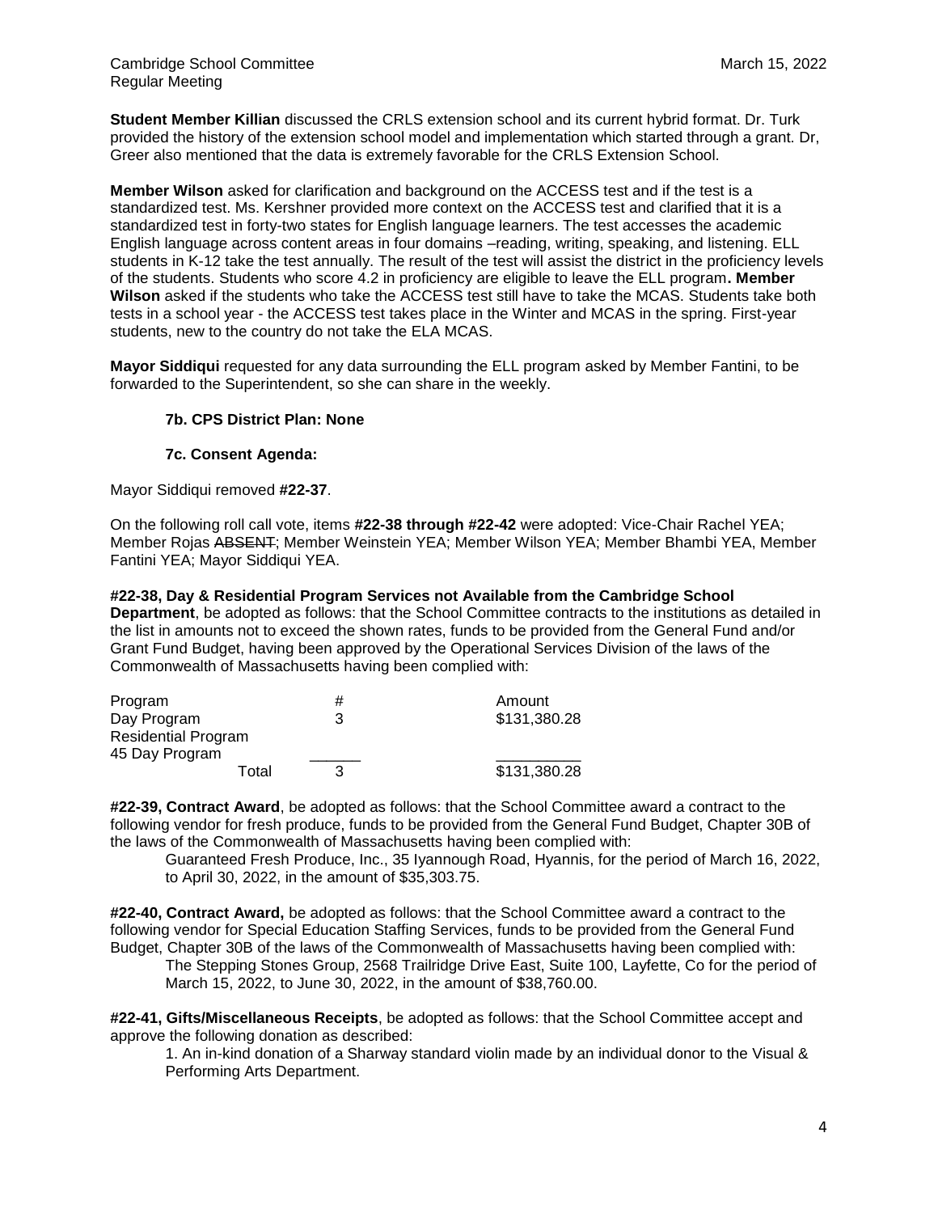**Student Member Killian** discussed the CRLS extension school and its current hybrid format. Dr. Turk provided the history of the extension school model and implementation which started through a grant. Dr, Greer also mentioned that the data is extremely favorable for the CRLS Extension School.

**Member Wilson** asked for clarification and background on the ACCESS test and if the test is a standardized test. Ms. Kershner provided more context on the ACCESS test and clarified that it is a standardized test in forty-two states for English language learners. The test accesses the academic English language across content areas in four domains –reading, writing, speaking, and listening. ELL students in K-12 take the test annually. The result of the test will assist the district in the proficiency levels of the students. Students who score 4.2 in proficiency are eligible to leave the ELL program**. Member Wilson** asked if the students who take the ACCESS test still have to take the MCAS. Students take both tests in a school year - the ACCESS test takes place in the Winter and MCAS in the spring. First-year students, new to the country do not take the ELA MCAS.

**Mayor Siddiqui** requested for any data surrounding the ELL program asked by Member Fantini, to be forwarded to the Superintendent, so she can share in the weekly.

### 7b. CPS District Plan: None

### 7c. Consent Agenda:

Mayor Siddiqui removed **#22-37**.

On the following roll call vote, items **#22-38 through #22-42** were adopted: Vice-Chair Rachel YEA; Member Rojas ~~ABSENT~~; Member Weinstein YEA; Member Wilson YEA; Member Bhambi YEA, Member Fantini YEA; Mayor Siddiqui YEA.

**#22-38, Day & Residential Program Services not Available from the Cambridge School Department**, be adopted as follows: that the School Committee contracts to the institutions as detailed in the list in amounts not to exceed the shown rates, funds to be provided from the General Fund and/or Grant Fund Budget, having been approved by the Operational Services Division of the laws of the Commonwealth of Massachusetts having been complied with:

| Program | # | Amount |
|---|---|---|
| Day Program | 3 | $131,380.28 |
| Residential Program | | |
| 45 Day Program | | |
| Total | 3 | $131,380.28 |

**#22-39, Contract Award**, be adopted as follows: that the School Committee award a contract to the following vendor for fresh produce, funds to be provided from the General Fund Budget, Chapter 30B of the laws of the Commonwealth of Massachusetts having been complied with:

Guaranteed Fresh Produce, Inc., 35 Iyannough Road, Hyannis, for the period of March 16, 2022, to April 30, 2022, in the amount of $35,303.75.

**#22-40, Contract Award,** be adopted as follows: that the School Committee award a contract to the following vendor for Special Education Staffing Services, funds to be provided from the General Fund Budget, Chapter 30B of the laws of the Commonwealth of Massachusetts having been complied with:

The Stepping Stones Group, 2568 Trailridge Drive East, Suite 100, Layfette, Co for the period of March 15, 2022, to June 30, 2022, in the amount of $38,760.00.

**#22-41, Gifts/Miscellaneous Receipts**, be adopted as follows: that the School Committee accept and approve the following donation as described:

1. An in-kind donation of a Sharway standard violin made by an individual donor to the Visual & Performing Arts Department.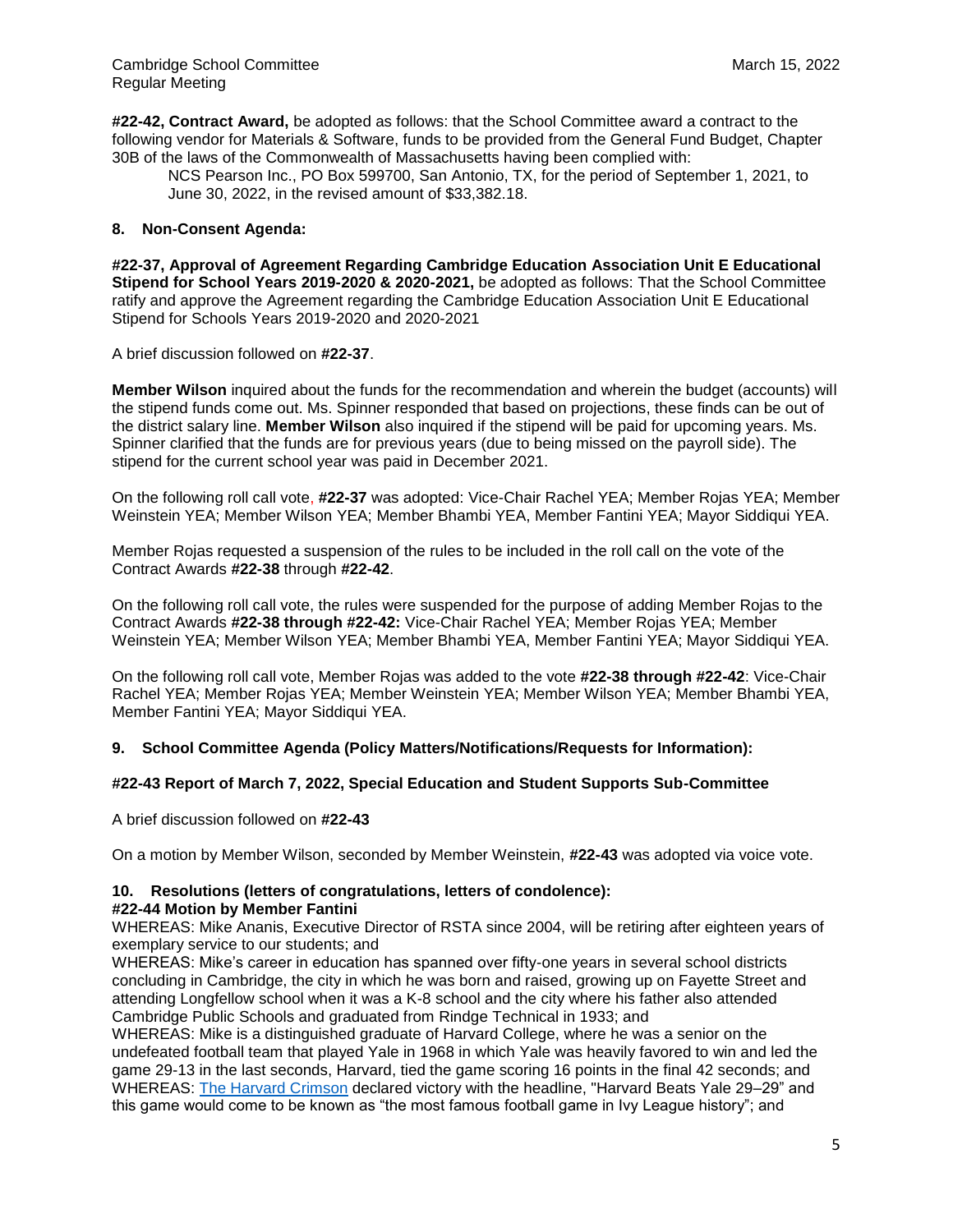**#22-42, Contract Award,** be adopted as follows: that the School Committee award a contract to the following vendor for Materials & Software, funds to be provided from the General Fund Budget, Chapter 30B of the laws of the Commonwealth of Massachusetts having been complied with:

NCS Pearson Inc., PO Box 599700, San Antonio, TX, for the period of September 1, 2021, to June 30, 2022, in the revised amount of $33,382.18.

### 8. Non-Consent Agenda:

**#22-37, Approval of Agreement Regarding Cambridge Education Association Unit E Educational Stipend for School Years 2019-2020 & 2020-2021,** be adopted as follows: That the School Committee ratify and approve the Agreement regarding the Cambridge Education Association Unit E Educational Stipend for Schools Years 2019-2020 and 2020-2021

A brief discussion followed on **#22-37**.

**Member Wilson** inquired about the funds for the recommendation and wherein the budget (accounts) will the stipend funds come out. Ms. Spinner responded that based on projections, these finds can be out of the district salary line. **Member Wilson** also inquired if the stipend will be paid for upcoming years. Ms. Spinner clarified that the funds are for previous years (due to being missed on the payroll side). The stipend for the current school year was paid in December 2021.

On the following roll call vote, **#22-37** was adopted: Vice-Chair Rachel YEA; Member Rojas YEA; Member Weinstein YEA; Member Wilson YEA; Member Bhambi YEA, Member Fantini YEA; Mayor Siddiqui YEA.

Member Rojas requested a suspension of the rules to be included in the roll call on the vote of the Contract Awards **#22-38** through **#22-42**.

On the following roll call vote, the rules were suspended for the purpose of adding Member Rojas to the Contract Awards **#22-38 through #22-42:** Vice-Chair Rachel YEA; Member Rojas YEA; Member Weinstein YEA; Member Wilson YEA; Member Bhambi YEA, Member Fantini YEA; Mayor Siddiqui YEA.

On the following roll call vote, Member Rojas was added to the vote **#22-38 through #22-42**: Vice-Chair Rachel YEA; Member Rojas YEA; Member Weinstein YEA; Member Wilson YEA; Member Bhambi YEA, Member Fantini YEA; Mayor Siddiqui YEA.

### 9. School Committee Agenda (Policy Matters/Notifications/Requests for Information):

**#22-43 Report of March 7, 2022, Special Education and Student Supports Sub-Committee**

A brief discussion followed on **#22-43**

On a motion by Member Wilson, seconded by Member Weinstein, **#22-43** was adopted via voice vote.

### 10. Resolutions (letters of congratulations, letters of condolence):

**#22-44 Motion by Member Fantini**

WHEREAS: Mike Ananis, Executive Director of RSTA since 2004, will be retiring after eighteen years of exemplary service to our students; and

WHEREAS: Mike's career in education has spanned over fifty-one years in several school districts concluding in Cambridge, the city in which he was born and raised, growing up on Fayette Street and attending Longfellow school when it was a K-8 school and the city where his father also attended Cambridge Public Schools and graduated from Rindge Technical in 1933; and

WHEREAS: Mike is a distinguished graduate of Harvard College, where he was a senior on the undefeated football team that played Yale in 1968 in which Yale was heavily favored to win and led the game 29-13 in the last seconds, Harvard, tied the game scoring 16 points in the final 42 seconds; and

WHEREAS: The Harvard Crimson declared victory with the headline, "Harvard Beats Yale 29–29" and this game would come to be known as "the most famous football game in Ivy League history"; and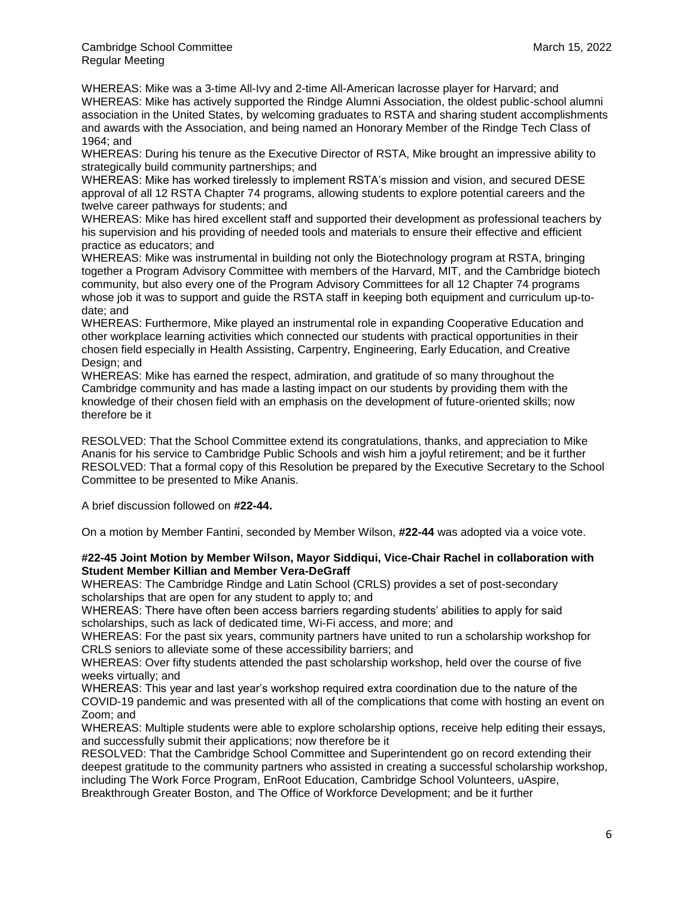WHEREAS: Mike was a 3-time All-Ivy and 2-time All-American lacrosse player for Harvard; and
WHEREAS: Mike has actively supported the Rindge Alumni Association, the oldest public-school alumni association in the United States, by welcoming graduates to RSTA and sharing student accomplishments and awards with the Association, and being named an Honorary Member of the Rindge Tech Class of 1964; and
WHEREAS: During his tenure as the Executive Director of RSTA, Mike brought an impressive ability to strategically build community partnerships; and
WHEREAS: Mike has worked tirelessly to implement RSTA's mission and vision, and secured DESE approval of all 12 RSTA Chapter 74 programs, allowing students to explore potential careers and the twelve career pathways for students; and
WHEREAS: Mike has hired excellent staff and supported their development as professional teachers by his supervision and his providing of needed tools and materials to ensure their effective and efficient practice as educators; and
WHEREAS: Mike was instrumental in building not only the Biotechnology program at RSTA, bringing together a Program Advisory Committee with members of the Harvard, MIT, and the Cambridge biotech community, but also every one of the Program Advisory Committees for all 12 Chapter 74 programs whose job it was to support and guide the RSTA staff in keeping both equipment and curriculum up-to-date; and
WHEREAS: Furthermore, Mike played an instrumental role in expanding Cooperative Education and other workplace learning activities which connected our students with practical opportunities in their chosen field especially in Health Assisting, Carpentry, Engineering, Early Education, and Creative Design; and
WHEREAS: Mike has earned the respect, admiration, and gratitude of so many throughout the Cambridge community and has made a lasting impact on our students by providing them with the knowledge of their chosen field with an emphasis on the development of future-oriented skills; now therefore be it

RESOLVED: That the School Committee extend its congratulations, thanks, and appreciation to Mike Ananis for his service to Cambridge Public Schools and wish him a joyful retirement; and be it further
RESOLVED: That a formal copy of this Resolution be prepared by the Executive Secretary to the School Committee to be presented to Mike Ananis.

A brief discussion followed on **#22-44.**

On a motion by Member Fantini, seconded by Member Wilson, **#22-44** was adopted via a voice vote.

**#22-45 Joint Motion by Member Wilson, Mayor Siddiqui, Vice-Chair Rachel in collaboration with Student Member Killian and Member Vera-DeGraff**
WHEREAS: The Cambridge Rindge and Latin School (CRLS) provides a set of post-secondary scholarships that are open for any student to apply to; and
WHEREAS: There have often been access barriers regarding students' abilities to apply for said scholarships, such as lack of dedicated time, Wi-Fi access, and more; and
WHEREAS: For the past six years, community partners have united to run a scholarship workshop for CRLS seniors to alleviate some of these accessibility barriers; and
WHEREAS: Over fifty students attended the past scholarship workshop, held over the course of five weeks virtually; and
WHEREAS: This year and last year's workshop required extra coordination due to the nature of the COVID-19 pandemic and was presented with all of the complications that come with hosting an event on Zoom; and
WHEREAS: Multiple students were able to explore scholarship options, receive help editing their essays, and successfully submit their applications; now therefore be it
RESOLVED: That the Cambridge School Committee and Superintendent go on record extending their deepest gratitude to the community partners who assisted in creating a successful scholarship workshop, including The Work Force Program, EnRoot Education, Cambridge School Volunteers, uAspire, Breakthrough Greater Boston, and The Office of Workforce Development; and be it further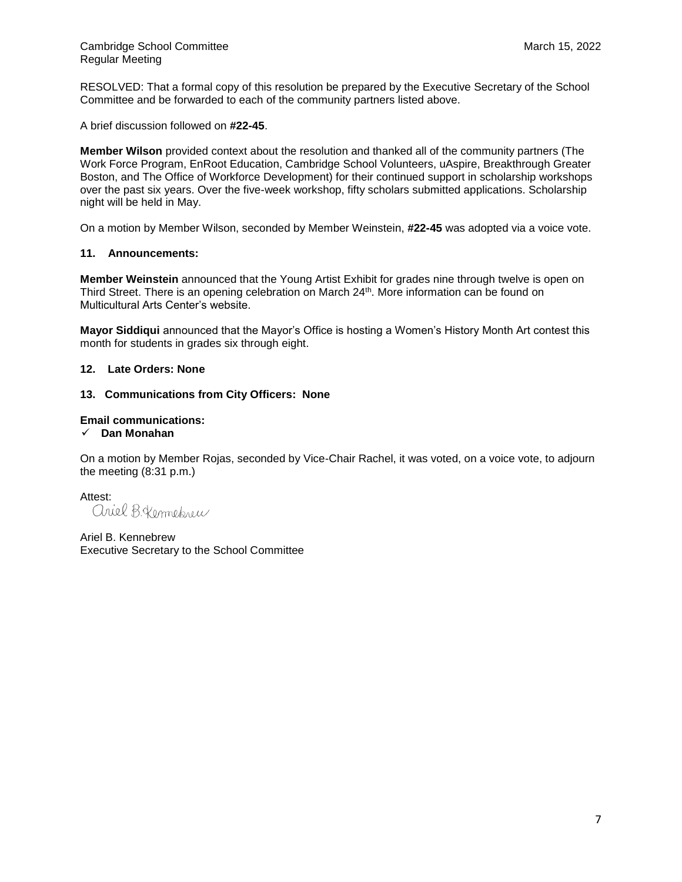RESOLVED: That a formal copy of this resolution be prepared by the Executive Secretary of the School Committee and be forwarded to each of the community partners listed above.

A brief discussion followed on **#22-45**.

**Member Wilson** provided context about the resolution and thanked all of the community partners (The Work Force Program, EnRoot Education, Cambridge School Volunteers, uAspire, Breakthrough Greater Boston, and The Office of Workforce Development) for their continued support in scholarship workshops over the past six years. Over the five-week workshop, fifty scholars submitted applications. Scholarship night will be held in May.

On a motion by Member Wilson, seconded by Member Weinstein, **#22-45** was adopted via a voice vote.

## 11. Announcements:

**Member Weinstein** announced that the Young Artist Exhibit for grades nine through twelve is open on Third Street. There is an opening celebration on March 24th. More information can be found on Multicultural Arts Center's website.

**Mayor Siddiqui** announced that the Mayor's Office is hosting a Women's History Month Art contest this month for students in grades six through eight.

## 12. Late Orders: None

## 13. Communications from City Officers: None

**Email communications:**

- ✓ **Dan Monahan**

On a motion by Member Rojas, seconded by Vice-Chair Rachel, it was voted, on a voice vote, to adjourn the meeting (8:31 p.m.)

Attest:
Ariel B. Kennebrew

Ariel B. Kennebrew
Executive Secretary to the School Committee